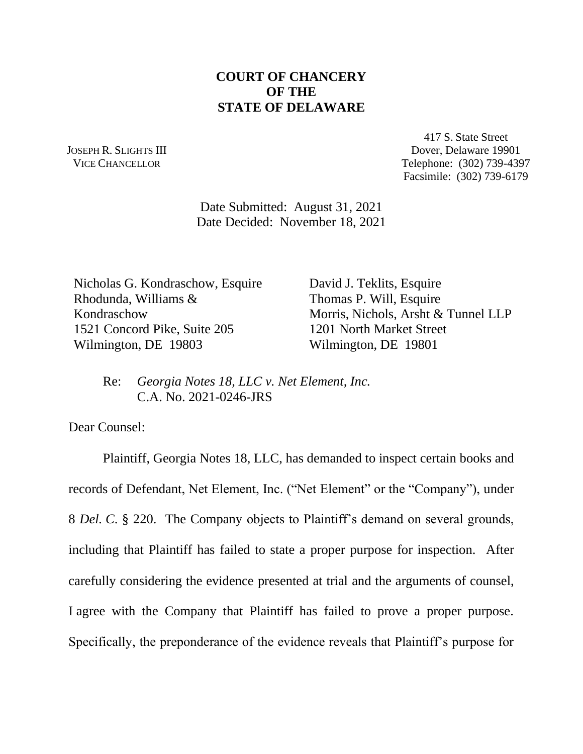**COURT OF CHANCERY**
**OF THE**
**STATE OF DELAWARE**

JOSEPH R. SLIGHTS III
VICE CHANCELLOR

417 S. State Street
Dover, Delaware 19901
Telephone: (302) 739-4397
Facsimile: (302) 739-6179

Date Submitted: August 31, 2021
Date Decided: November 18, 2021

Nicholas G. Kondraschow, Esquire
Rhodunda, Williams & Kondraschow
1521 Concord Pike, Suite 205
Wilmington, DE 19803

David J. Teklits, Esquire
Thomas P. Will, Esquire
Morris, Nichols, Arsht & Tunnel LLP
1201 North Market Street
Wilmington, DE 19801

Re: *Georgia Notes 18, LLC v. Net Element, Inc.*
C.A. No. 2021-0246-JRS

Dear Counsel:

Plaintiff, Georgia Notes 18, LLC, has demanded to inspect certain books and records of Defendant, Net Element, Inc. ("Net Element" or the "Company"), under 8 *Del. C*. § 220. The Company objects to Plaintiff's demand on several grounds, including that Plaintiff has failed to state a proper purpose for inspection. After carefully considering the evidence presented at trial and the arguments of counsel, I agree with the Company that Plaintiff has failed to prove a proper purpose. Specifically, the preponderance of the evidence reveals that Plaintiff's purpose for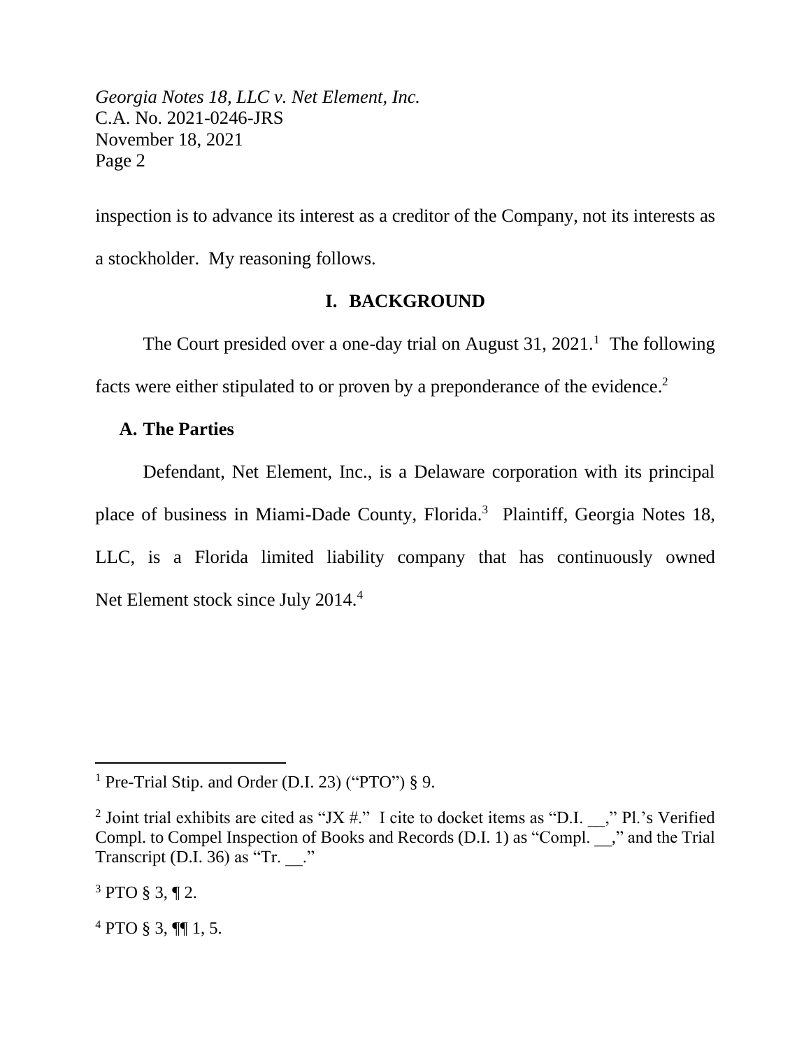inspection is to advance its interest as a creditor of the Company, not its interests as a stockholder. My reasoning follows.

## I. BACKGROUND

The Court presided over a one-day trial on August 31, 2021.[1] The following facts were either stipulated to or proven by a preponderance of the evidence.[2]

### A. The Parties

Defendant, Net Element, Inc., is a Delaware corporation with its principal place of business in Miami-Dade County, Florida.[3] Plaintiff, Georgia Notes 18, LLC, is a Florida limited liability company that has continuously owned Net Element stock since July 2014.[4]

---

[1] Pre-Trial Stip. and Order (D.I. 23) ("PTO") § 9.

[2] Joint trial exhibits are cited as "JX #." I cite to docket items as "D.I. __," Pl.'s Verified Compl. to Compel Inspection of Books and Records (D.I. 1) as "Compl. __," and the Trial Transcript (D.I. 36) as "Tr. __."

[3] PTO § 3, ¶ 2.

[4] PTO § 3, ¶¶ 1, 5.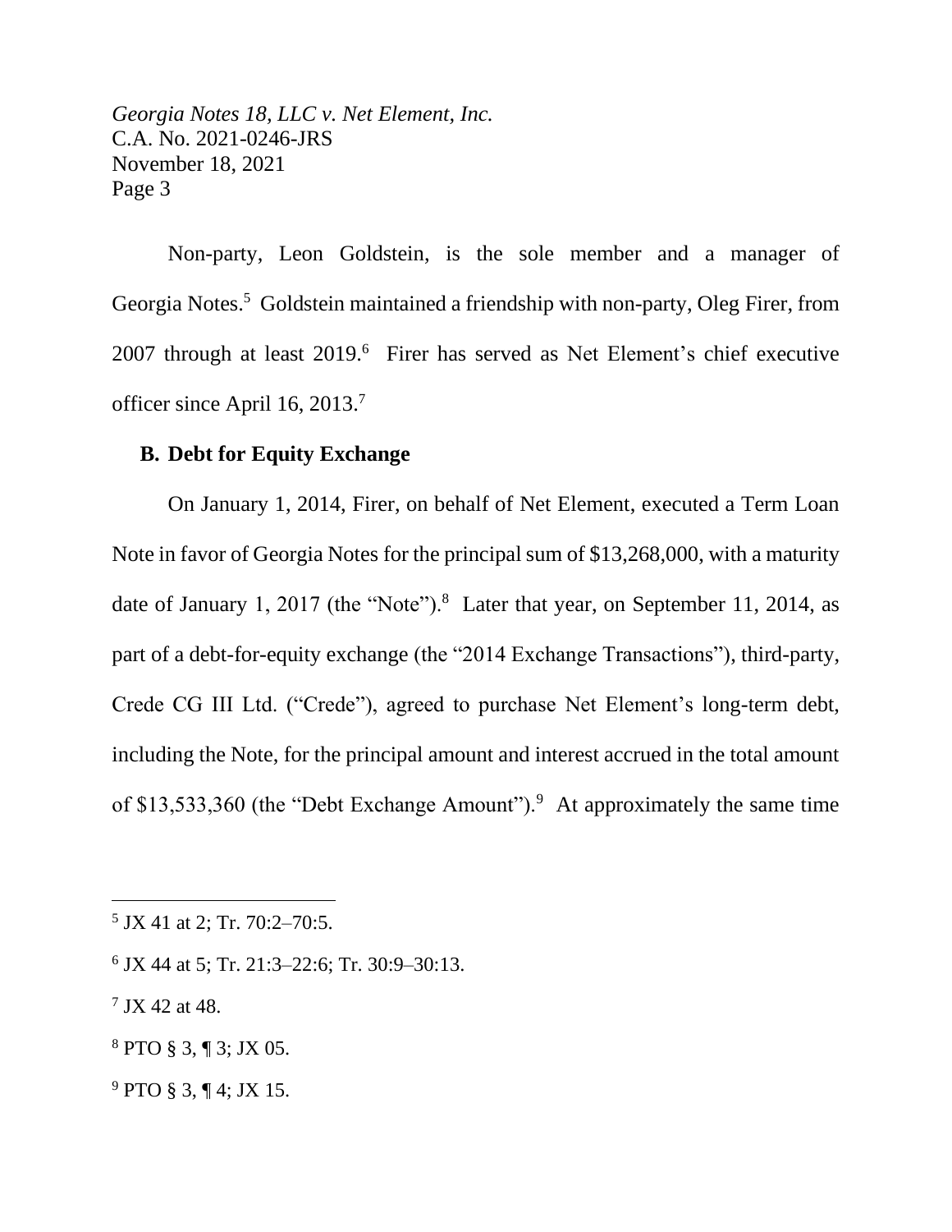Non-party, Leon Goldstein, is the sole member and a manager of Georgia Notes.[5] Goldstein maintained a friendship with non-party, Oleg Firer, from 2007 through at least 2019.[6] Firer has served as Net Element's chief executive officer since April 16, 2013.[7]

### B. Debt for Equity Exchange

On January 1, 2014, Firer, on behalf of Net Element, executed a Term Loan Note in favor of Georgia Notes for the principal sum of $13,268,000, with a maturity date of January 1, 2017 (the "Note").[8] Later that year, on September 11, 2014, as part of a debt-for-equity exchange (the "2014 Exchange Transactions"), third-party, Crede CG III Ltd. ("Crede"), agreed to purchase Net Element's long-term debt, including the Note, for the principal amount and interest accrued in the total amount of $13,533,360 (the "Debt Exchange Amount").[9] At approximately the same time

---

[5] JX 41 at 2; Tr. 70:2–70:5.

[6] JX 44 at 5; Tr. 21:3–22:6; Tr. 30:9–30:13.

[7] JX 42 at 48.

[8] PTO § 3, ¶ 3; JX 05.

[9] PTO § 3, ¶ 4; JX 15.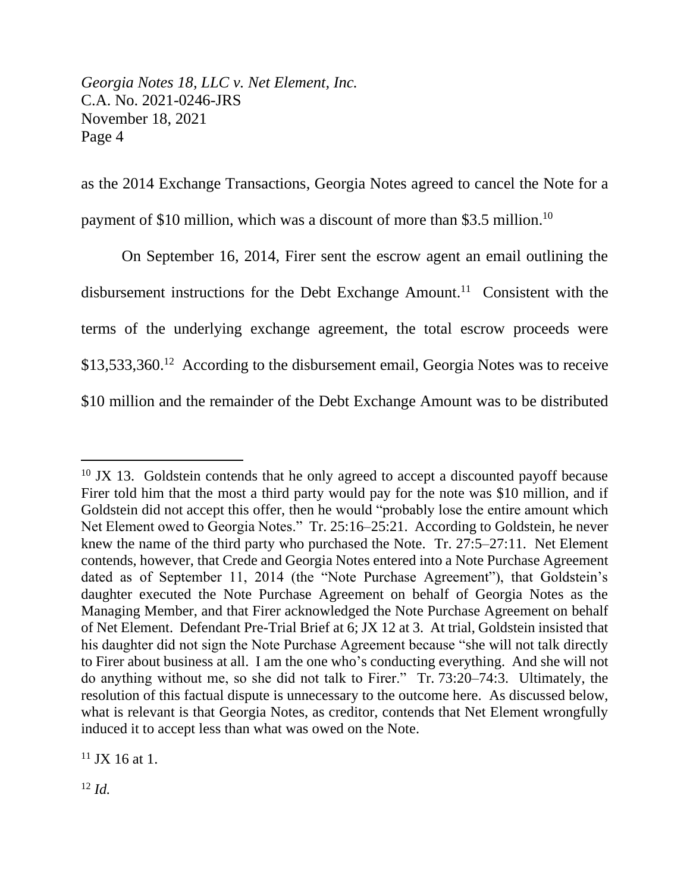as the 2014 Exchange Transactions, Georgia Notes agreed to cancel the Note for a payment of $10 million, which was a discount of more than $3.5 million.[10]

On September 16, 2014, Firer sent the escrow agent an email outlining the disbursement instructions for the Debt Exchange Amount.[11] Consistent with the terms of the underlying exchange agreement, the total escrow proceeds were $13,533,360.[12] According to the disbursement email, Georgia Notes was to receive $10 million and the remainder of the Debt Exchange Amount was to be distributed

---

[10] JX 13. Goldstein contends that he only agreed to accept a discounted payoff because Firer told him that the most a third party would pay for the note was $10 million, and if Goldstein did not accept this offer, then he would "probably lose the entire amount which Net Element owed to Georgia Notes." Tr. 25:16–25:21. According to Goldstein, he never knew the name of the third party who purchased the Note. Tr. 27:5–27:11. Net Element contends, however, that Crede and Georgia Notes entered into a Note Purchase Agreement dated as of September 11, 2014 (the "Note Purchase Agreement"), that Goldstein's daughter executed the Note Purchase Agreement on behalf of Georgia Notes as the Managing Member, and that Firer acknowledged the Note Purchase Agreement on behalf of Net Element. Defendant Pre-Trial Brief at 6; JX 12 at 3. At trial, Goldstein insisted that his daughter did not sign the Note Purchase Agreement because "she will not talk directly to Firer about business at all. I am the one who's conducting everything. And she will not do anything without me, so she did not talk to Firer." Tr. 73:20–74:3. Ultimately, the resolution of this factual dispute is unnecessary to the outcome here. As discussed below, what is relevant is that Georgia Notes, as creditor, contends that Net Element wrongfully induced it to accept less than what was owed on the Note.

[11] JX 16 at 1.

[12] *Id.*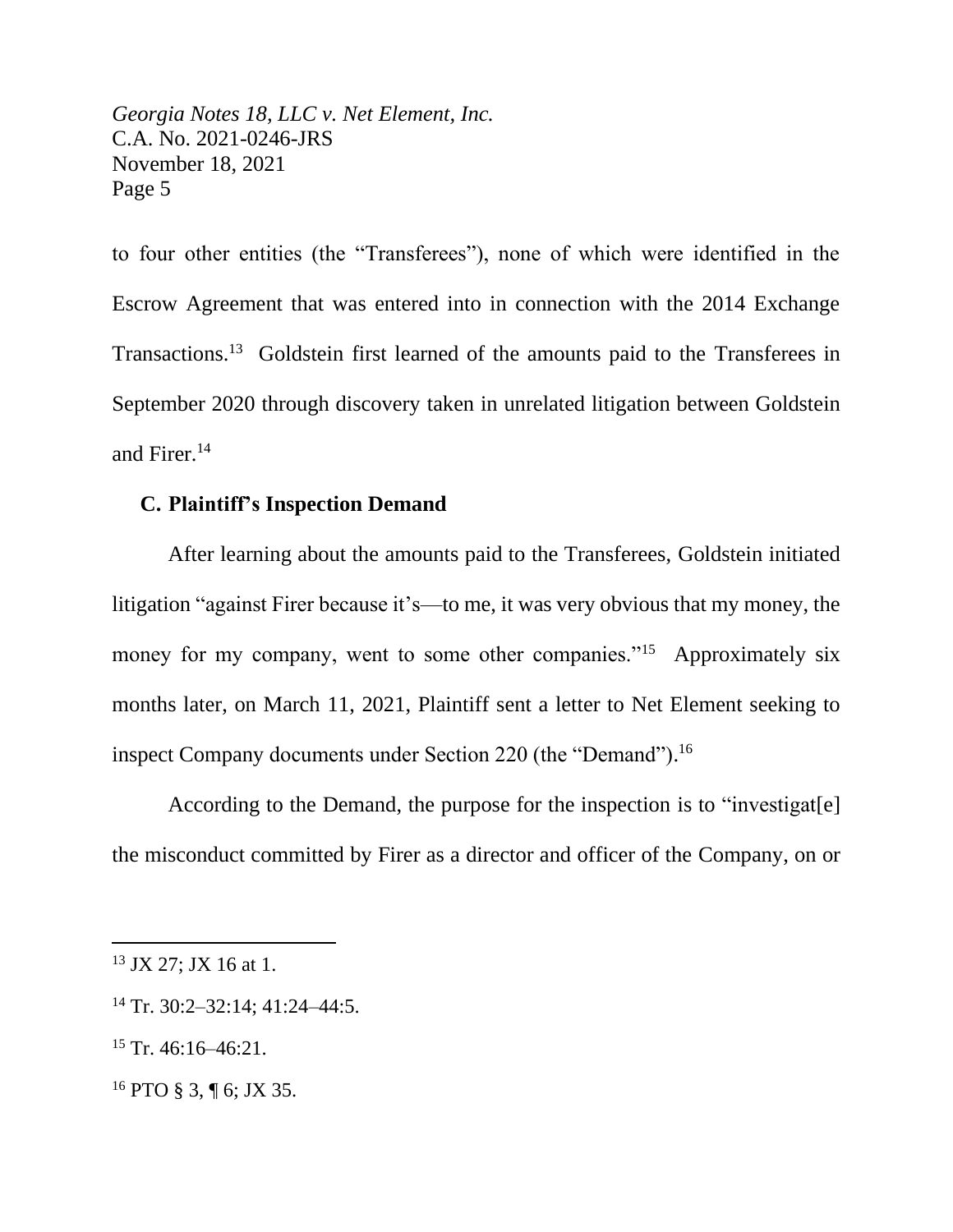to four other entities (the "Transferees"), none of which were identified in the Escrow Agreement that was entered into in connection with the 2014 Exchange Transactions.[13] Goldstein first learned of the amounts paid to the Transferees in September 2020 through discovery taken in unrelated litigation between Goldstein and Firer.[14]

### C. Plaintiff's Inspection Demand

After learning about the amounts paid to the Transferees, Goldstein initiated litigation "against Firer because it's—to me, it was very obvious that my money, the money for my company, went to some other companies."[15] Approximately six months later, on March 11, 2021, Plaintiff sent a letter to Net Element seeking to inspect Company documents under Section 220 (the "Demand").[16]

According to the Demand, the purpose for the inspection is to "investigat[e] the misconduct committed by Firer as a director and officer of the Company, on or

---

[13] JX 27; JX 16 at 1.

[14] Tr. 30:2–32:14; 41:24–44:5.

[15] Tr. 46:16–46:21.

[16] PTO § 3, ¶ 6; JX 35.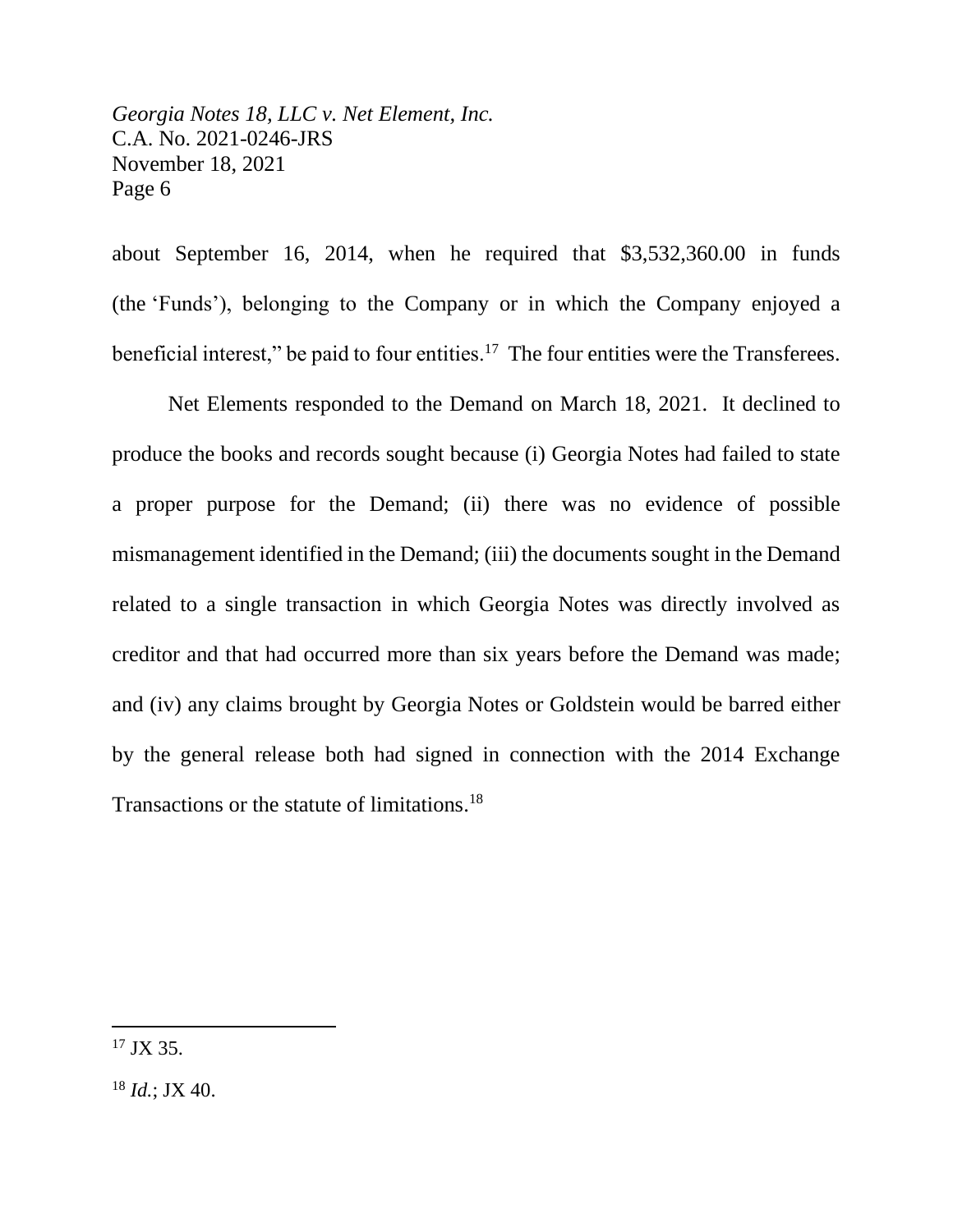about September 16, 2014, when he required that $3,532,360.00 in funds (the 'Funds'), belonging to the Company or in which the Company enjoyed a beneficial interest," be paid to four entities.[17] The four entities were the Transferees.

Net Elements responded to the Demand on March 18, 2021. It declined to produce the books and records sought because (i) Georgia Notes had failed to state a proper purpose for the Demand; (ii) there was no evidence of possible mismanagement identified in the Demand; (iii) the documents sought in the Demand related to a single transaction in which Georgia Notes was directly involved as creditor and that had occurred more than six years before the Demand was made; and (iv) any claims brought by Georgia Notes or Goldstein would be barred either by the general release both had signed in connection with the 2014 Exchange Transactions or the statute of limitations.[18]

---

[17] JX 35.

[18] *Id.*; JX 40.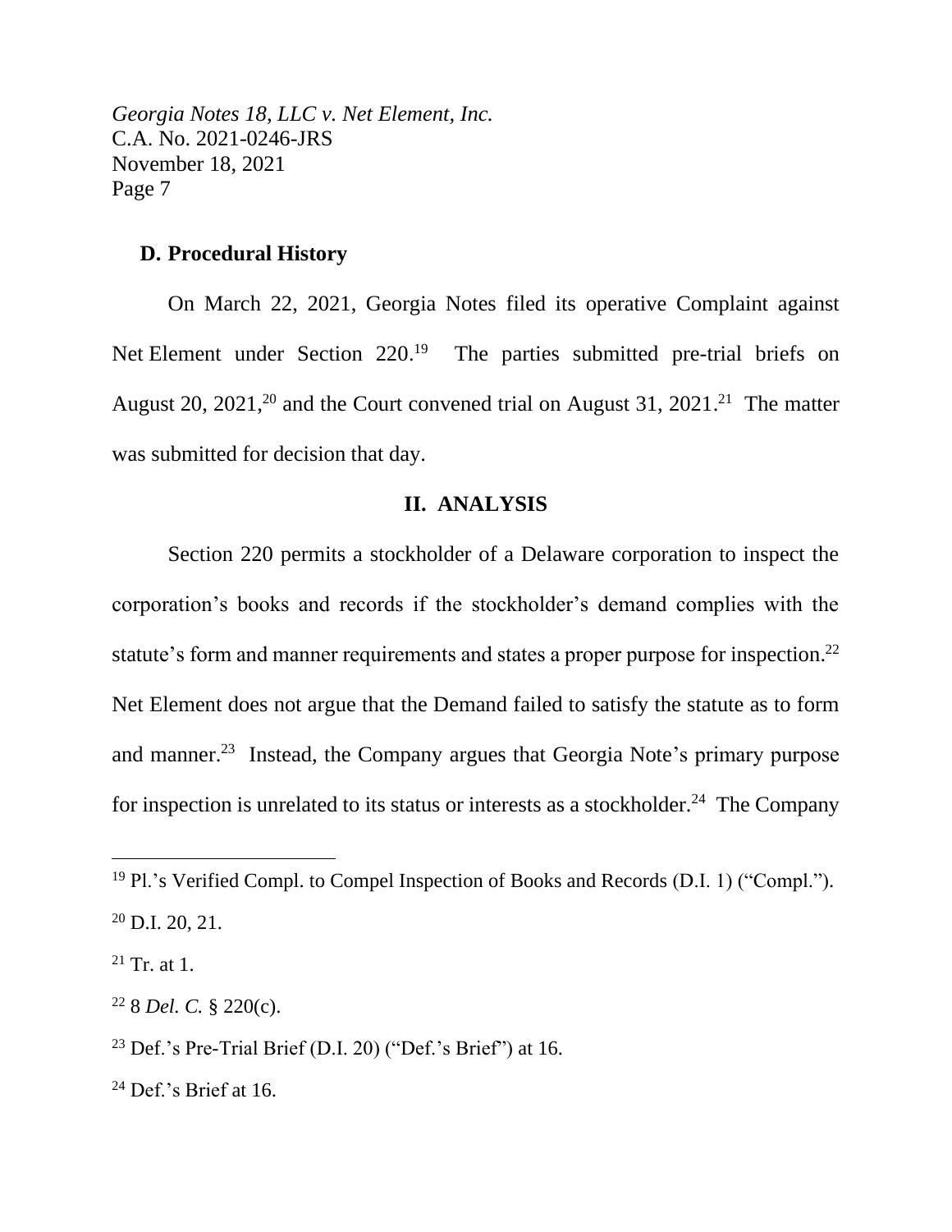### D. Procedural History

On March 22, 2021, Georgia Notes filed its operative Complaint against Net Element under Section 220.[19] The parties submitted pre-trial briefs on August 20, 2021,[20] and the Court convened trial on August 31, 2021.[21] The matter was submitted for decision that day.

## II. ANALYSIS

Section 220 permits a stockholder of a Delaware corporation to inspect the corporation's books and records if the stockholder's demand complies with the statute's form and manner requirements and states a proper purpose for inspection.[22] Net Element does not argue that the Demand failed to satisfy the statute as to form and manner.[23] Instead, the Company argues that Georgia Note's primary purpose for inspection is unrelated to its status or interests as a stockholder.[24] The Company

---

[19] Pl.'s Verified Compl. to Compel Inspection of Books and Records (D.I. 1) ("Compl.").

[20] D.I. 20, 21.

[21] Tr. at 1.

[22] 8 *Del. C.* § 220(c).

[23] Def.'s Pre-Trial Brief (D.I. 20) ("Def.'s Brief") at 16.

[24] Def.'s Brief at 16.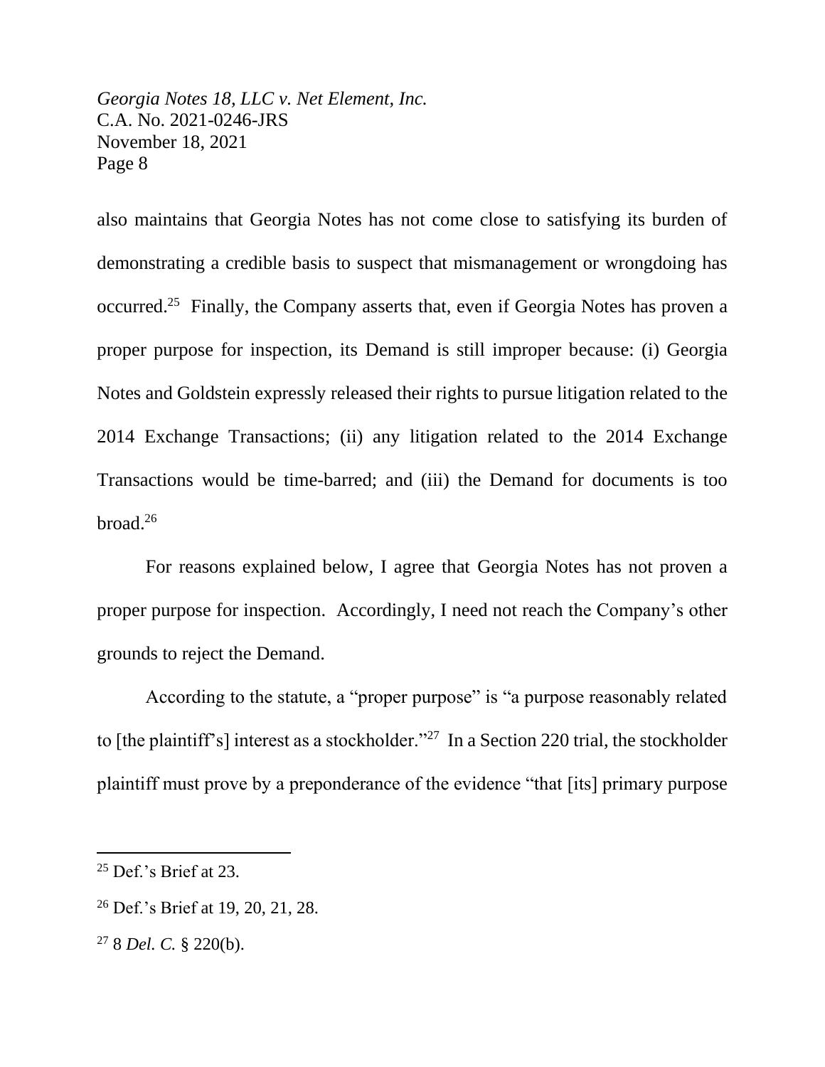also maintains that Georgia Notes has not come close to satisfying its burden of demonstrating a credible basis to suspect that mismanagement or wrongdoing has occurred.[25] Finally, the Company asserts that, even if Georgia Notes has proven a proper purpose for inspection, its Demand is still improper because: (i) Georgia Notes and Goldstein expressly released their rights to pursue litigation related to the 2014 Exchange Transactions; (ii) any litigation related to the 2014 Exchange Transactions would be time-barred; and (iii) the Demand for documents is too broad.[26]

For reasons explained below, I agree that Georgia Notes has not proven a proper purpose for inspection. Accordingly, I need not reach the Company's other grounds to reject the Demand.

According to the statute, a "proper purpose" is "a purpose reasonably related to [the plaintiff's] interest as a stockholder."[27] In a Section 220 trial, the stockholder plaintiff must prove by a preponderance of the evidence "that [its] primary purpose

---

[25] Def.'s Brief at 23.

[26] Def.'s Brief at 19, 20, 21, 28.

[27] 8 *Del. C.* § 220(b).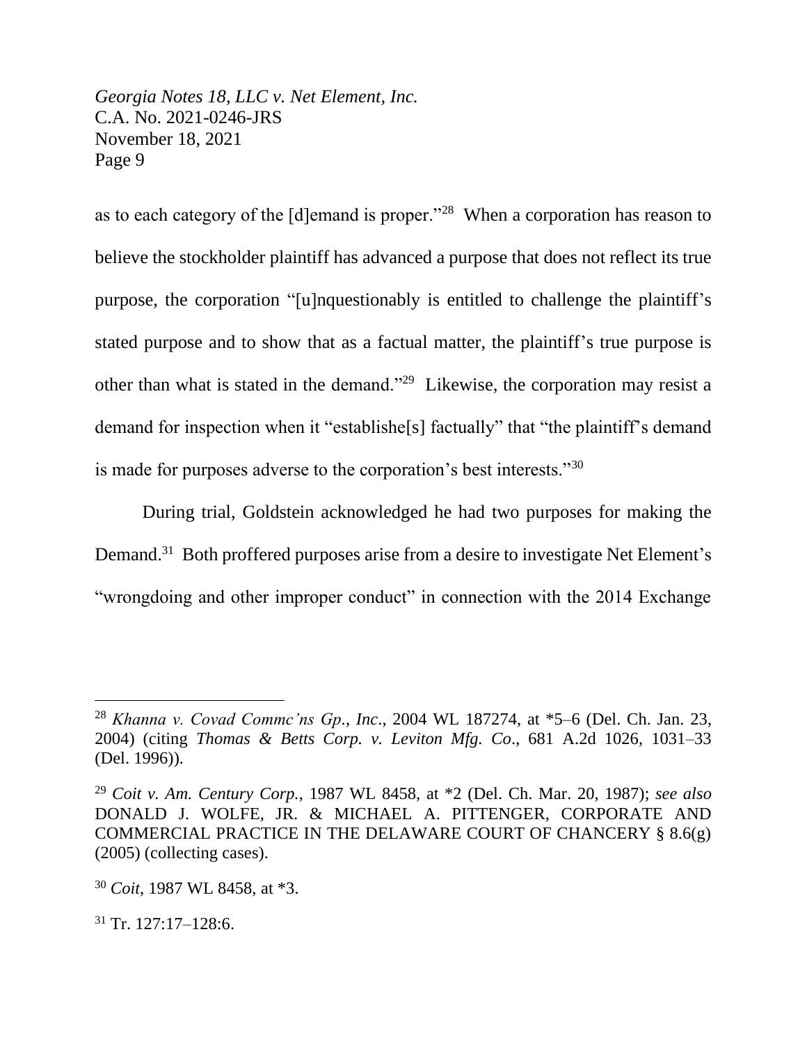as to each category of the [d]emand is proper."[28] When a corporation has reason to believe the stockholder plaintiff has advanced a purpose that does not reflect its true purpose, the corporation "[u]nquestionably is entitled to challenge the plaintiff's stated purpose and to show that as a factual matter, the plaintiff's true purpose is other than what is stated in the demand."[29] Likewise, the corporation may resist a demand for inspection when it "establishe[s] factually" that "the plaintiff's demand is made for purposes adverse to the corporation's best interests."[30]

During trial, Goldstein acknowledged he had two purposes for making the Demand.[31] Both proffered purposes arise from a desire to investigate Net Element's "wrongdoing and other improper conduct" in connection with the 2014 Exchange

---

[28] *Khanna v. Covad Commc'ns Gp., Inc.*, 2004 WL 187274, at *5–6 (Del. Ch. Jan. 23, 2004) (citing *Thomas & Betts Corp. v. Leviton Mfg. Co.*, 681 A.2d 1026, 1031–33 (Del. 1996)).

[29] *Coit v. Am. Century Corp.*, 1987 WL 8458, at *2 (Del. Ch. Mar. 20, 1987); *see also* DONALD J. WOLFE, JR. & MICHAEL A. PITTENGER, CORPORATE AND COMMERCIAL PRACTICE IN THE DELAWARE COURT OF CHANCERY § 8.6(g) (2005) (collecting cases).

[30] *Coit*, 1987 WL 8458, at *3.

[31] Tr. 127:17–128:6.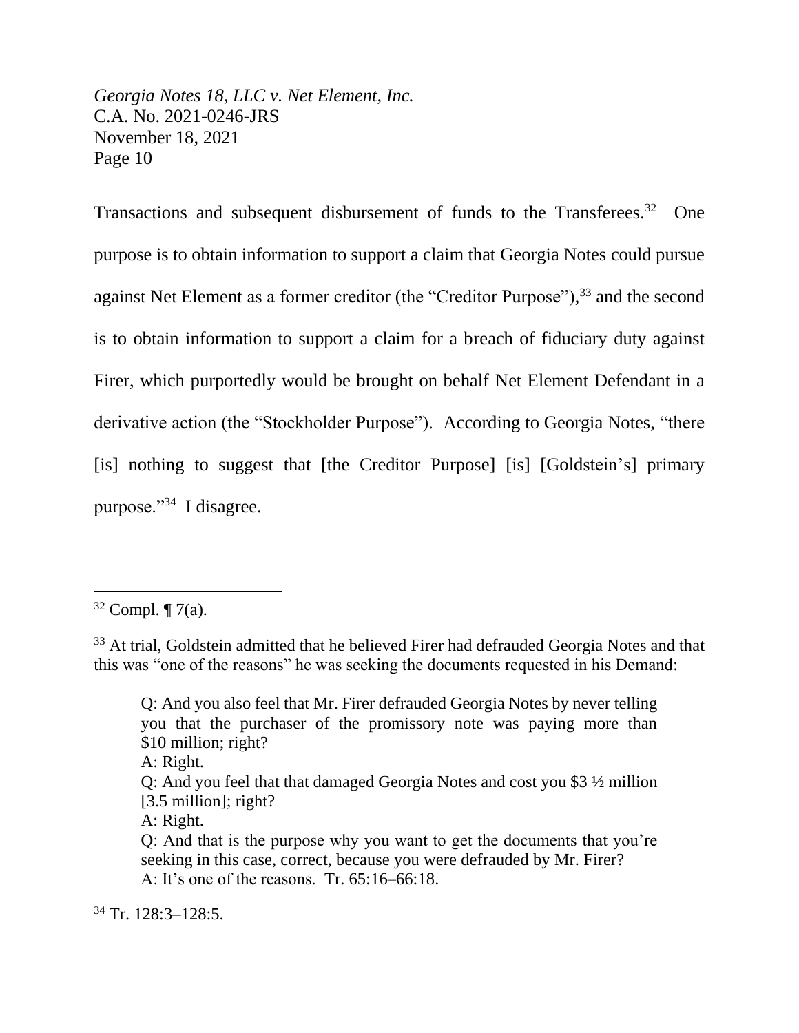Transactions and subsequent disbursement of funds to the Transferees.[32] One purpose is to obtain information to support a claim that Georgia Notes could pursue against Net Element as a former creditor (the "Creditor Purpose"),[33] and the second is to obtain information to support a claim for a breach of fiduciary duty against Firer, which purportedly would be brought on behalf Net Element Defendant in a derivative action (the "Stockholder Purpose"). According to Georgia Notes, "there [is] nothing to suggest that [the Creditor Purpose] [is] [Goldstein's] primary purpose."[34] I disagree.

---

[32] Compl. ¶ 7(a).

[33] At trial, Goldstein admitted that he believed Firer had defrauded Georgia Notes and that this was "one of the reasons" he was seeking the documents requested in his Demand:

> Q: And you also feel that Mr. Firer defrauded Georgia Notes by never telling you that the purchaser of the promissory note was paying more than \$10 million; right?
> A: Right.
> Q: And you feel that that damaged Georgia Notes and cost you \$3 ½ million [3.5 million]; right?
> A: Right.
> Q: And that is the purpose why you want to get the documents that you're seeking in this case, correct, because you were defrauded by Mr. Firer?
> A: It's one of the reasons. Tr. 65:16–66:18.

[34] Tr. 128:3–128:5.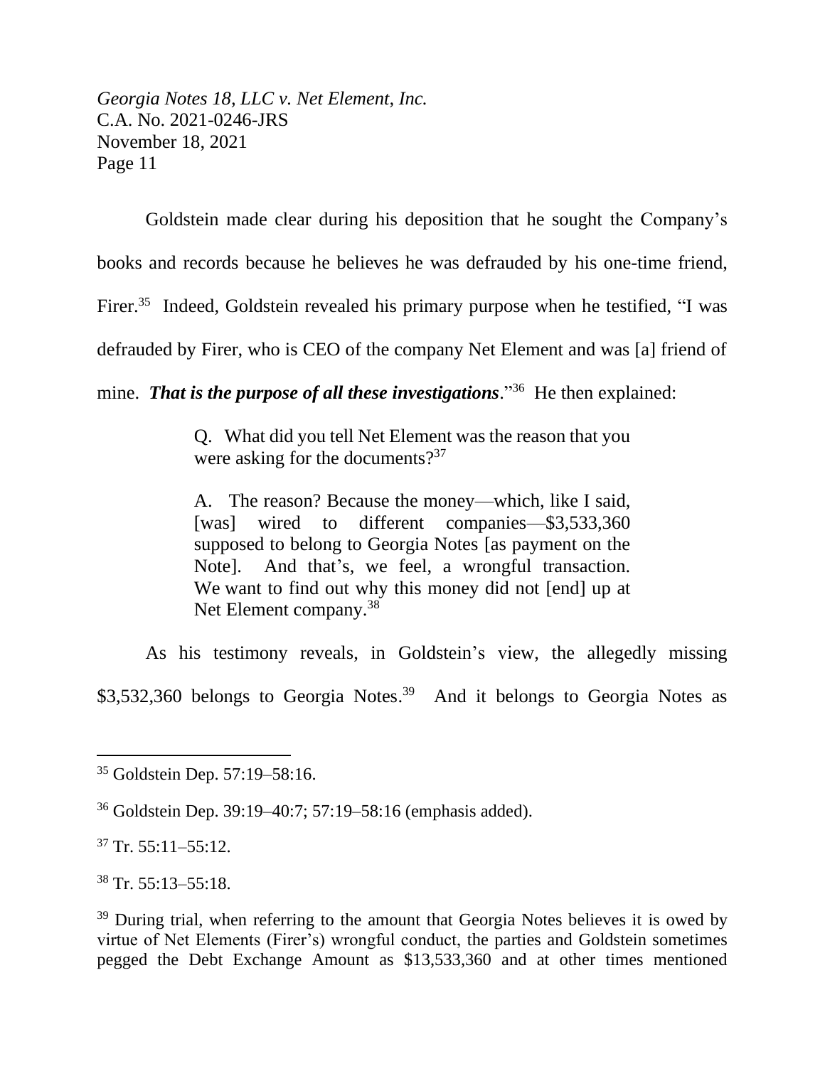Goldstein made clear during his deposition that he sought the Company's books and records because he believes he was defrauded by his one-time friend, Firer.[35] Indeed, Goldstein revealed his primary purpose when he testified, "I was defrauded by Firer, who is CEO of the company Net Element and was [a] friend of mine. ***That is the purpose of all these investigations***."[36] He then explained:

> Q. What did you tell Net Element was the reason that you were asking for the documents?[37]
>
> A. The reason? Because the money—which, like I said, [was] wired to different companies—$3,533,360 supposed to belong to Georgia Notes [as payment on the Note]. And that's, we feel, a wrongful transaction. We want to find out why this money did not [end] up at Net Element company.[38]

As his testimony reveals, in Goldstein's view, the allegedly missing $3,532,360 belongs to Georgia Notes.[39] And it belongs to Georgia Notes as

---

[35] Goldstein Dep. 57:19–58:16.

[36] Goldstein Dep. 39:19–40:7; 57:19–58:16 (emphasis added).

[37] Tr. 55:11–55:12.

[38] Tr. 55:13–55:18.

[39] During trial, when referring to the amount that Georgia Notes believes it is owed by virtue of Net Elements (Firer's) wrongful conduct, the parties and Goldstein sometimes pegged the Debt Exchange Amount as $13,533,360 and at other times mentioned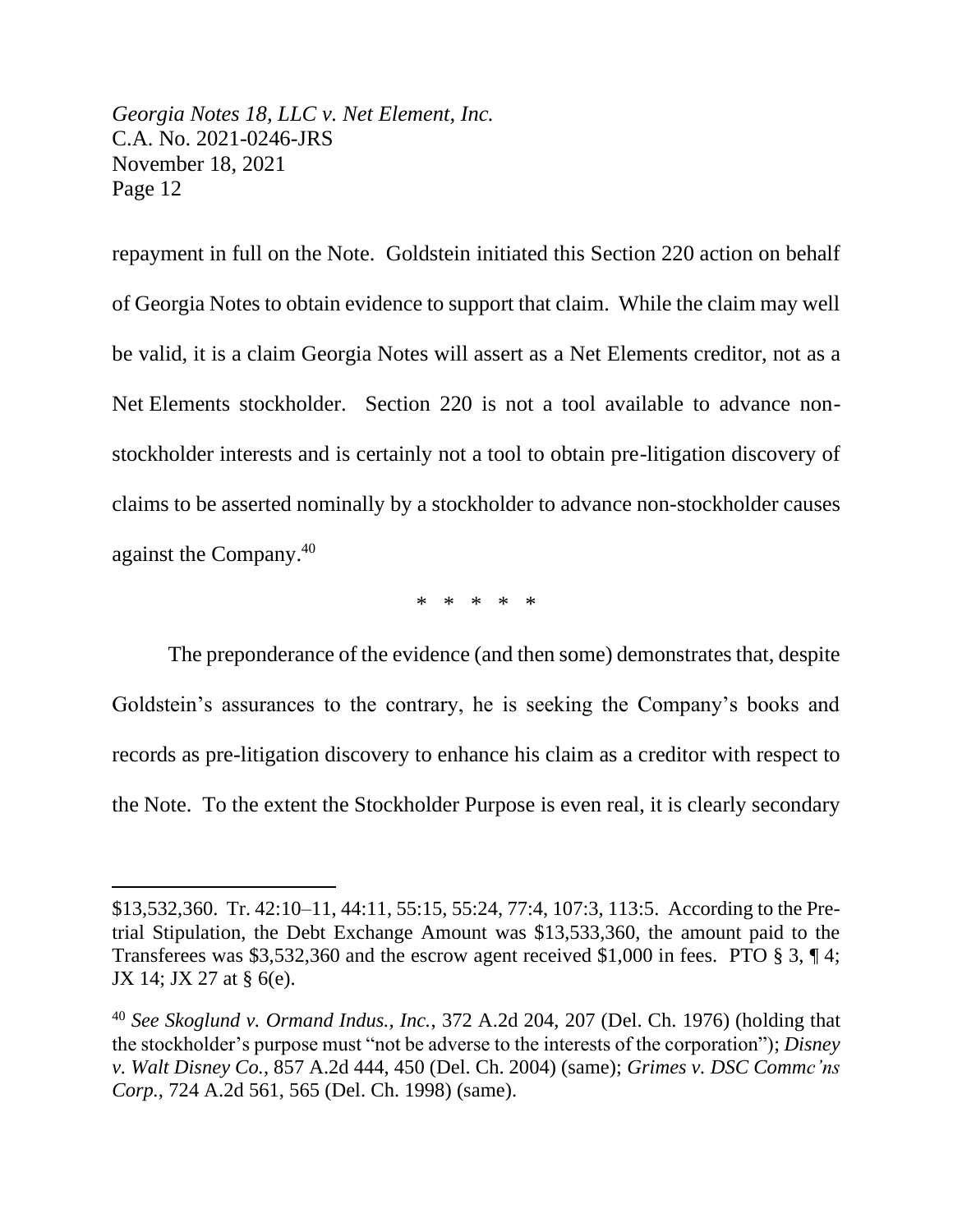repayment in full on the Note. Goldstein initiated this Section 220 action on behalf of Georgia Notes to obtain evidence to support that claim. While the claim may well be valid, it is a claim Georgia Notes will assert as a Net Elements creditor, not as a Net Elements stockholder. Section 220 is not a tool available to advance non-stockholder interests and is certainly not a tool to obtain pre-litigation discovery of claims to be asserted nominally by a stockholder to advance non-stockholder causes against the Company.[40]

\* \* \* \* \*

The preponderance of the evidence (and then some) demonstrates that, despite Goldstein's assurances to the contrary, he is seeking the Company's books and records as pre-litigation discovery to enhance his claim as a creditor with respect to the Note. To the extent the Stockholder Purpose is even real, it is clearly secondary

---

$13,532,360. Tr. 42:10–11, 44:11, 55:15, 55:24, 77:4, 107:3, 113:5. According to the Pre-trial Stipulation, the Debt Exchange Amount was $13,533,360, the amount paid to the Transferees was $3,532,360 and the escrow agent received $1,000 in fees. PTO § 3, ¶ 4; JX 14; JX 27 at § 6(e).

[40] *See Skoglund v. Ormand Indus., Inc.*, 372 A.2d 204, 207 (Del. Ch. 1976) (holding that the stockholder's purpose must "not be adverse to the interests of the corporation"); *Disney v. Walt Disney Co.*, 857 A.2d 444, 450 (Del. Ch. 2004) (same); *Grimes v. DSC Commc'ns Corp.*, 724 A.2d 561, 565 (Del. Ch. 1998) (same).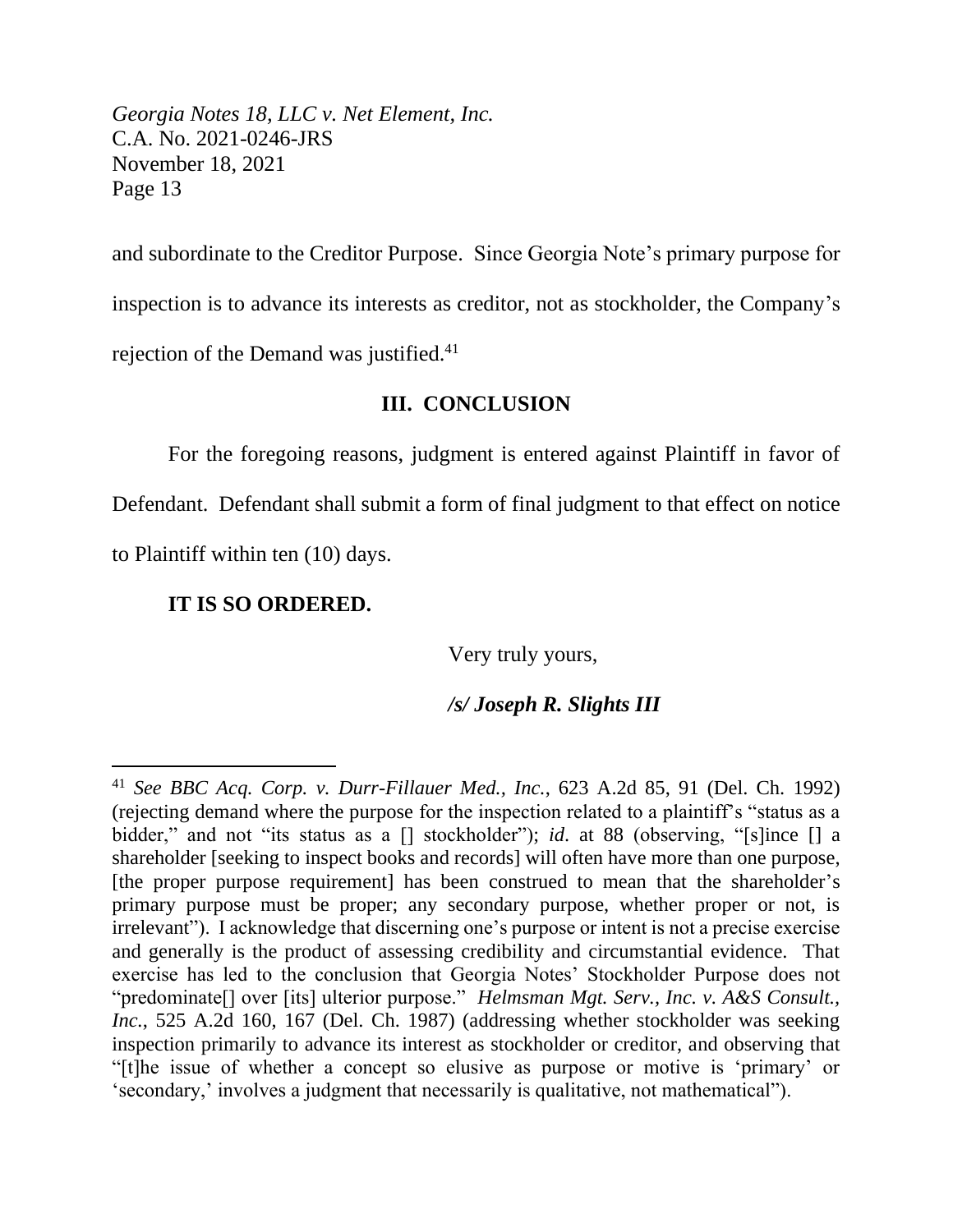and subordinate to the Creditor Purpose. Since Georgia Note's primary purpose for inspection is to advance its interests as creditor, not as stockholder, the Company's rejection of the Demand was justified.[41]

## III. CONCLUSION

For the foregoing reasons, judgment is entered against Plaintiff in favor of Defendant. Defendant shall submit a form of final judgment to that effect on notice to Plaintiff within ten (10) days.

**IT IS SO ORDERED.**

Very truly yours,

***/s/ Joseph R. Slights III***

---

[41] *See BBC Acq. Corp. v. Durr-Fillauer Med., Inc.*, 623 A.2d 85, 91 (Del. Ch. 1992) (rejecting demand where the purpose for the inspection related to a plaintiff's "status as a bidder," and not "its status as a [] stockholder"); *id*. at 88 (observing, "[s]ince [] a shareholder [seeking to inspect books and records] will often have more than one purpose, [the proper purpose requirement] has been construed to mean that the shareholder's primary purpose must be proper; any secondary purpose, whether proper or not, is irrelevant"). I acknowledge that discerning one's purpose or intent is not a precise exercise and generally is the product of assessing credibility and circumstantial evidence. That exercise has led to the conclusion that Georgia Notes' Stockholder Purpose does not "predominate[] over [its] ulterior purpose." *Helmsman Mgt. Serv., Inc. v. A&S Consult., Inc.*, 525 A.2d 160, 167 (Del. Ch. 1987) (addressing whether stockholder was seeking inspection primarily to advance its interest as stockholder or creditor, and observing that "[t]he issue of whether a concept so elusive as purpose or motive is 'primary' or 'secondary,' involves a judgment that necessarily is qualitative, not mathematical").